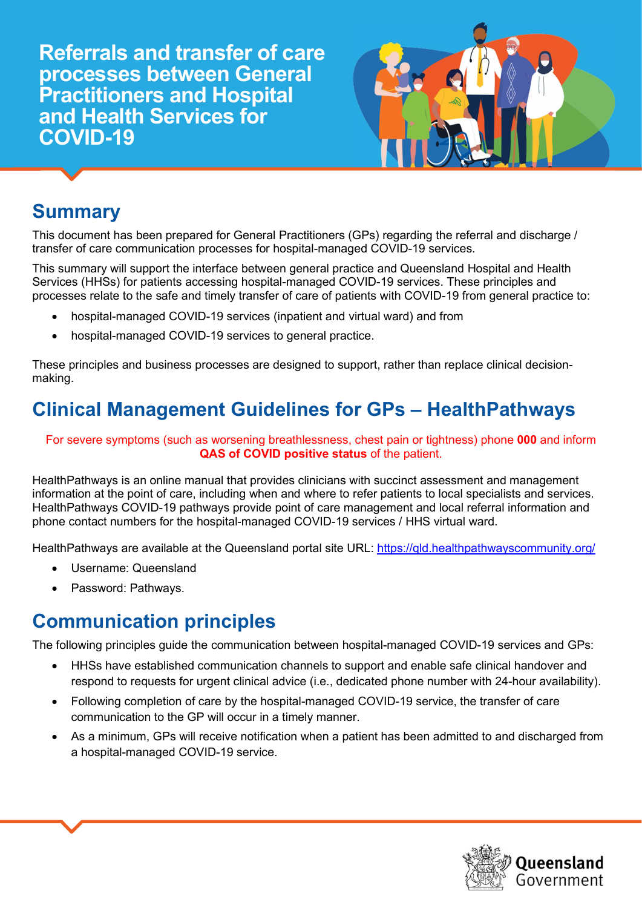# Referrals and transfer of care processes between General Practitioners and Hospital and Health Services for COVID-19

## Summary

This document has been prepared for General Practitioners (GPs) regarding the referral and discharge / transfer of care communication processes for hospital-managed COVID-19 services.

This summary will support the interface between general practice and Queensland Hospital and Health Services (HHSs) for patients accessing hospital-managed COVID-19 services. These principles and processes relate to the safe and timely transfer of care of patients with COVID-19 from general practice to:

- hospital-managed COVID-19 services (inpatient and virtual ward) and from
- hospital-managed COVID-19 services to general practice.

These principles and business processes are designed to support, rather than replace clinical decision-making.

## Clinical Management Guidelines for GPs – HealthPathways

For severe symptoms (such as worsening breathlessness, chest pain or tightness) phone **000** and inform **QAS of COVID positive status** of the patient.

HealthPathways is an online manual that provides clinicians with succinct assessment and management information at the point of care, including when and where to refer patients to local specialists and services. HealthPathways COVID-19 pathways provide point of care management and local referral information and phone contact numbers for the hospital-managed COVID-19 services / HHS virtual ward.

HealthPathways are available at the Queensland portal site URL: https://qld.healthpathwayscommunity.org/

- Username: Queensland
- Password: Pathways.

## Communication principles

The following principles guide the communication between hospital-managed COVID-19 services and GPs:

- HHSs have established communication channels to support and enable safe clinical handover and respond to requests for urgent clinical advice (i.e., dedicated phone number with 24-hour availability).
- Following completion of care by the hospital-managed COVID-19 service, the transfer of care communication to the GP will occur in a timely manner.
- As a minimum, GPs will receive notification when a patient has been admitted to and discharged from a hospital-managed COVID-19 service.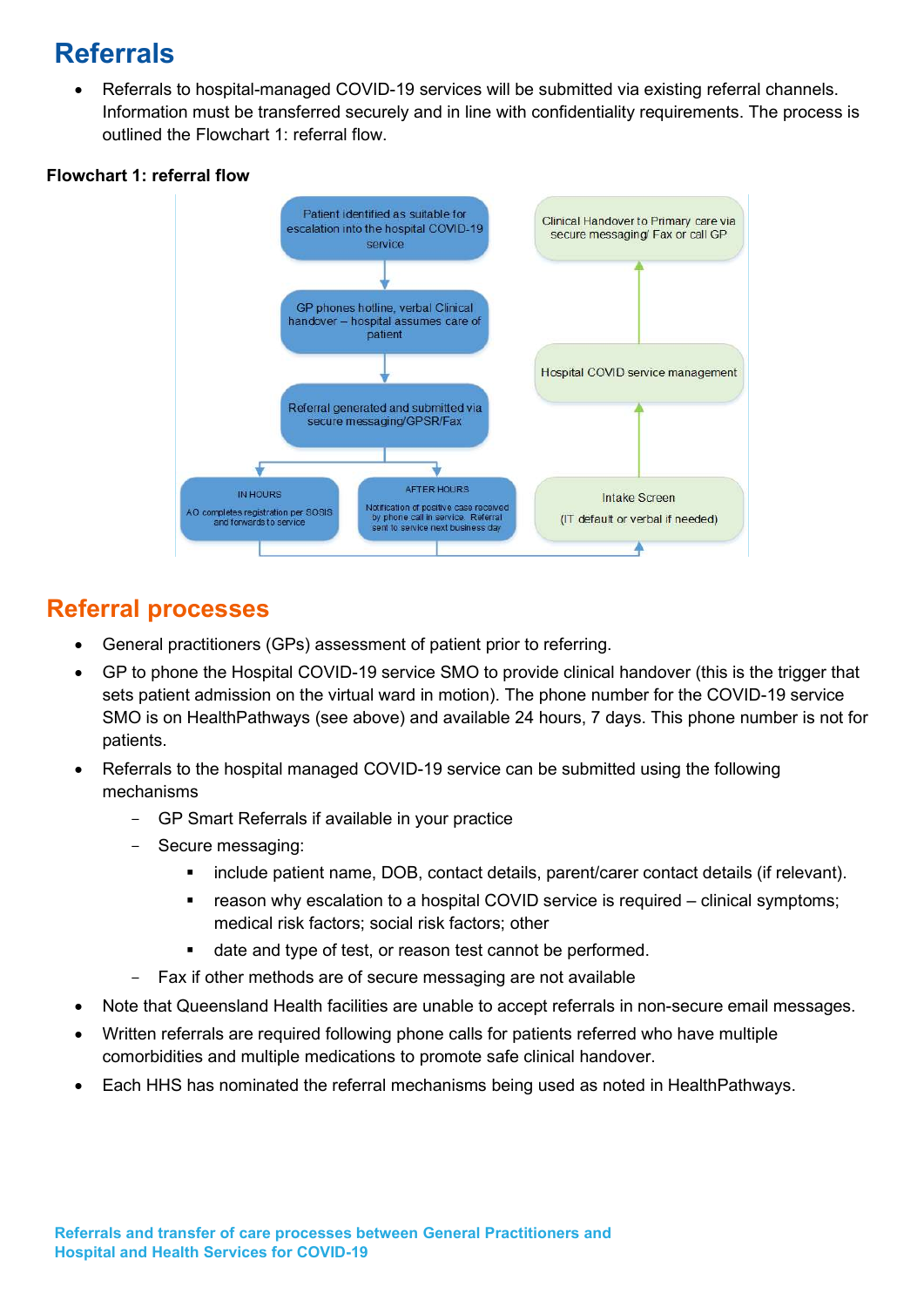# Referrals

- Referrals to hospital-managed COVID-19 services will be submitted via existing referral channels. Information must be transferred securely and in line with confidentiality requirements. The process is outlined the Flowchart 1: referral flow.

**Flowchart 1: referral flow**

Patient identified as suitable for escalation into the hospital COVID-19 service

GP phones hotline, verbal Clinical handover – hospital assumes care of patient

Referral generated and submitted via secure messaging/GPSR/Fax

IN HOURS

AO completes registration per SOSIS and forwards to service

AFTER HOURS

Notification of positive case received by phone call in service. Referral sent to service next business day

Intake Screen

(IT default or verbal if needed)

Hospital COVID service management

Clinical Handover to Primary care via secure messaging/ Fax or call GP

## Referral processes

- General practitioners (GPs) assessment of patient prior to referring.
- GP to phone the Hospital COVID-19 service SMO to provide clinical handover (this is the trigger that sets patient admission on the virtual ward in motion). The phone number for the COVID-19 service SMO is on HealthPathways (see above) and available 24 hours, 7 days. This phone number is not for patients.
- Referrals to the hospital managed COVID-19 service can be submitted using the following mechanisms
  - GP Smart Referrals if available in your practice
  - Secure messaging:
    - include patient name, DOB, contact details, parent/carer contact details (if relevant).
    - reason why escalation to a hospital COVID service is required – clinical symptoms; medical risk factors; social risk factors; other
    - date and type of test, or reason test cannot be performed.
  - Fax if other methods are of secure messaging are not available
- Note that Queensland Health facilities are unable to accept referrals in non-secure email messages.
- Written referrals are required following phone calls for patients referred who have multiple comorbidities and multiple medications to promote safe clinical handover.
- Each HHS has nominated the referral mechanisms being used as noted in HealthPathways.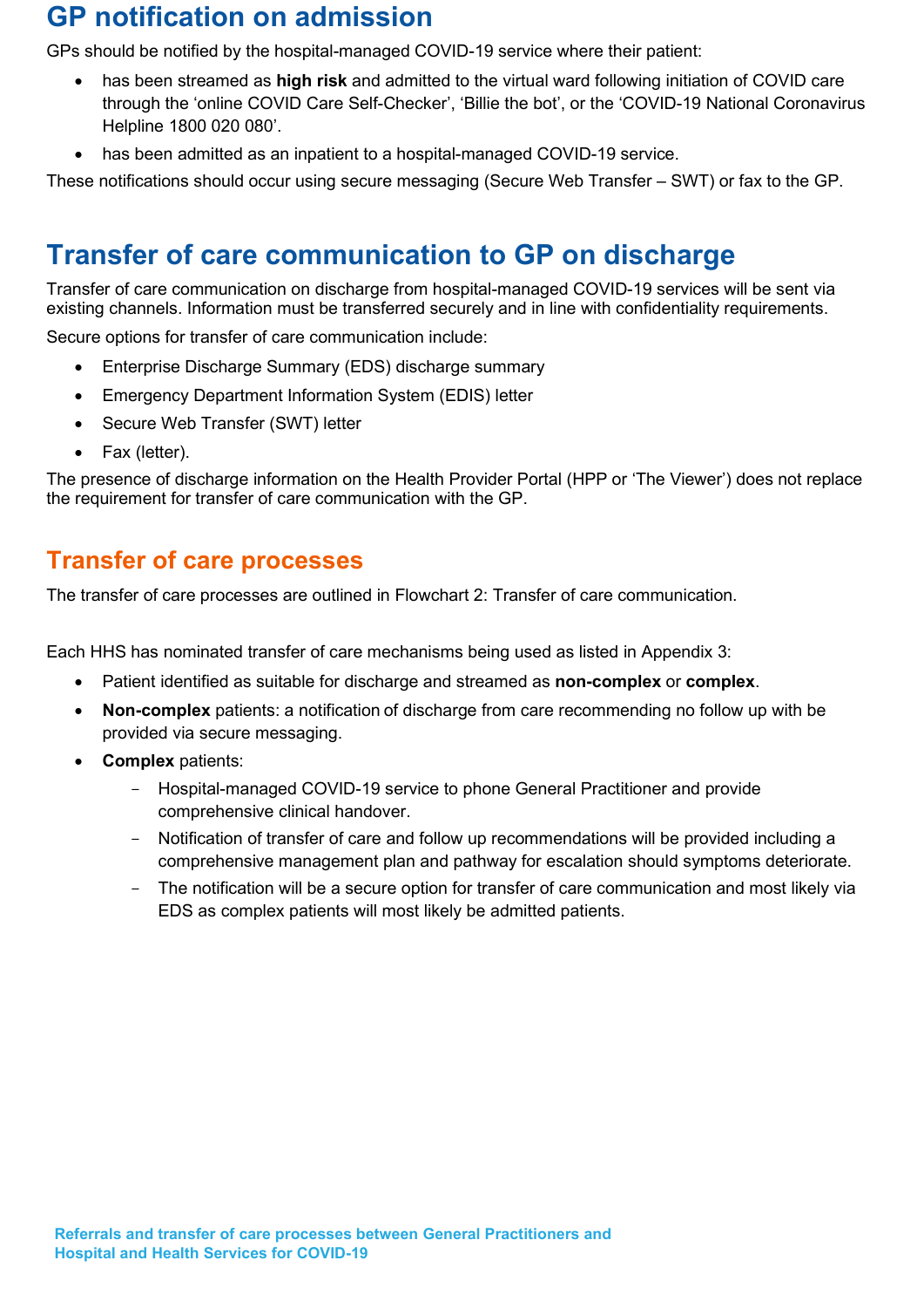## GP notification on admission

GPs should be notified by the hospital-managed COVID-19 service where their patient:

- has been streamed as **high risk** and admitted to the virtual ward following initiation of COVID care through the 'online COVID Care Self-Checker', 'Billie the bot', or the 'COVID-19 National Coronavirus Helpline 1800 020 080'.
- has been admitted as an inpatient to a hospital-managed COVID-19 service.

These notifications should occur using secure messaging (Secure Web Transfer – SWT) or fax to the GP.

## Transfer of care communication to GP on discharge

Transfer of care communication on discharge from hospital-managed COVID-19 services will be sent via existing channels. Information must be transferred securely and in line with confidentiality requirements.

Secure options for transfer of care communication include:

- Enterprise Discharge Summary (EDS) discharge summary
- Emergency Department Information System (EDIS) letter
- Secure Web Transfer (SWT) letter
- Fax (letter).

The presence of discharge information on the Health Provider Portal (HPP or 'The Viewer') does not replace the requirement for transfer of care communication with the GP.

### Transfer of care processes

The transfer of care processes are outlined in Flowchart 2: Transfer of care communication.

Each HHS has nominated transfer of care mechanisms being used as listed in Appendix 3:

- Patient identified as suitable for discharge and streamed as **non-complex** or **complex**.
- **Non-complex** patients: a notification of discharge from care recommending no follow up with be provided via secure messaging.
- **Complex** patients:
  - Hospital-managed COVID-19 service to phone General Practitioner and provide comprehensive clinical handover.
  - Notification of transfer of care and follow up recommendations will be provided including a comprehensive management plan and pathway for escalation should symptoms deteriorate.
  - The notification will be a secure option for transfer of care communication and most likely via EDS as complex patients will most likely be admitted patients.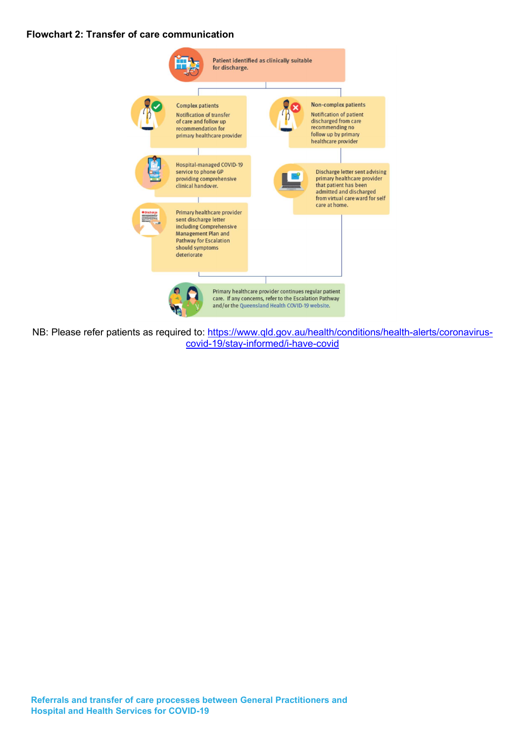**Flowchart 2: Transfer of care communication**

Patient identified as clinically suitable for discharge.

Complex patients

Notification of transfer of care and follow up recommendation for primary healthcare provider

Hospital-managed COVID-19 service to phone GP providing comprehensive clinical handover.

Primary healthcare provider sent discharge letter including Comprehensive Management Plan and Pathway for Escalation should symptoms deteriorate

Non-complex patients

Notification of patient discharged from care recommending no follow up by primary healthcare provider

Discharge letter sent advising primary healthcare provider that patient has been admitted and discharged from virtual care ward for self care at home.

Primary healthcare provider continues regular patient care. If any concerns, refer to the Escalation Pathway and/or the Queensland Health COVID-19 website.

NB: Please refer patients as required to: https://www.qld.gov.au/health/conditions/health-alerts/coronavirus-covid-19/stay-informed/i-have-covid